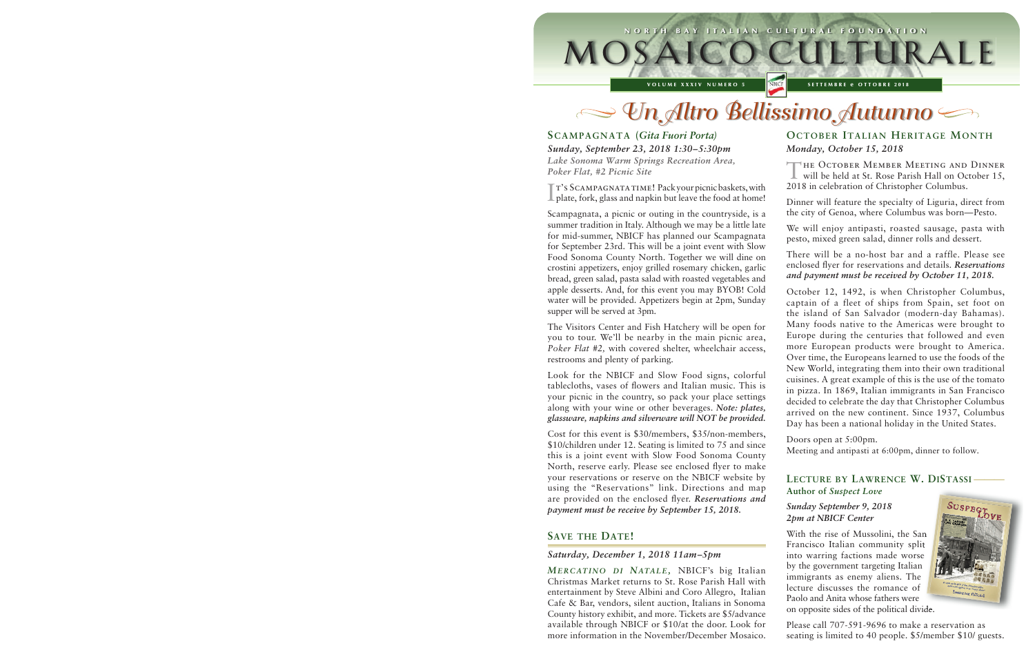NORTH BAY ITALIAN CULTURAL FOUNDATION

# MOSAICO CULTURALE

VOLUME XXXIV NUMERO 5 | SETTEMBRE e OTTOBRE 2018

# Un Altro Bellissimo Autunno

## SCAMPAGNATA (*Gita Fuori Porta*)

***Sunday, September 23, 2018 1:30–5:30pm***

***Lake Sonoma Warm Springs Recreation Area, Poker Flat, #2 Picnic Site***

IT'S SCAMPAGNATA TIME! Pack your picnic baskets, with plate, fork, glass and napkin but leave the food at home!

Scampagnata, a picnic or outing in the countryside, is a summer tradition in Italy. Although we may be a little late for mid-summer, NBICF has planned our Scampagnata for September 23rd. This will be a joint event with Slow Food Sonoma County North. Together we will dine on crostini appetizers, enjoy grilled rosemary chicken, garlic bread, green salad, pasta salad with roasted vegetables and apple desserts. And, for this event you may BYOB! Cold water will be provided. Appetizers begin at 2pm, Sunday supper will be served at 3pm.

The Visitors Center and Fish Hatchery will be open for you to tour. We'll be nearby in the main picnic area, *Poker Flat #2,* with covered shelter, wheelchair access, restrooms and plenty of parking.

Look for the NBICF and Slow Food signs, colorful tablecloths, vases of flowers and Italian music. This is your picnic in the country, so pack your place settings along with your wine or other beverages. ***Note: plates, glassware, napkins and silverware will NOT be provided.***

Cost for this event is $30/members, $35/non-members, $10/children under 12. Seating is limited to 75 and since this is a joint event with Slow Food Sonoma County North, reserve early. Please see enclosed flyer to make your reservations or reserve on the NBICF website by using the "Reservations" link. Directions and map are provided on the enclosed flyer. ***Reservations and payment must be receive by September 15, 2018.***

## SAVE THE DATE!

***Saturday, December 1, 2018 11am–5pm***

***MERCATINO DI NATALE,*** NBICF's big Italian Christmas Market returns to St. Rose Parish Hall with entertainment by Steve Albini and Coro Allegro, Italian Cafe & Bar, vendors, silent auction, Italians in Sonoma County history exhibit, and more. Tickets are $5/advance available through NBICF or $10/at the door. Look for more information in the November/December Mosaico.

## OCTOBER ITALIAN HERITAGE MONTH

***Monday, October 15, 2018***

THE OCTOBER MEMBER MEETING AND DINNER will be held at St. Rose Parish Hall on October 15, 2018 in celebration of Christopher Columbus.

Dinner will feature the specialty of Liguria, direct from the city of Genoa, where Columbus was born—Pesto.

We will enjoy antipasti, roasted sausage, pasta with pesto, mixed green salad, dinner rolls and dessert.

There will be a no-host bar and a raffle. Please see enclosed flyer for reservations and details. ***Reservations and payment must be received by October 11, 2018.***

October 12, 1492, is when Christopher Columbus, captain of a fleet of ships from Spain, set foot on the island of San Salvador (modern-day Bahamas). Many foods native to the Americas were brought to Europe during the centuries that followed and even more European products were brought to America. Over time, the Europeans learned to use the foods of the New World, integrating them into their own traditional cuisines. A great example of this is the use of the tomato in pizza. In 1869, Italian immigrants in San Francisco decided to celebrate the day that Christopher Columbus arrived on the new continent. Since 1937, Columbus Day has been a national holiday in the United States.

Doors open at 5:00pm.
Meeting and antipasti at 6:00pm, dinner to follow.

## LECTURE BY LAWRENCE W. DISTASSI

**Author of *Suspect Love***

***Sunday September 9, 2018***
***2pm at NBICF Center***

With the rise of Mussolini, the San Francisco Italian community split into warring factions made worse by the government targeting Italian immigrants as enemy aliens. The lecture discusses the romance of Paolo and Anita whose fathers were on opposite sides of the political divide.

Please call 707-591-9696 to make a reservation as seating is limited to 40 people. $5/member $10/ guests.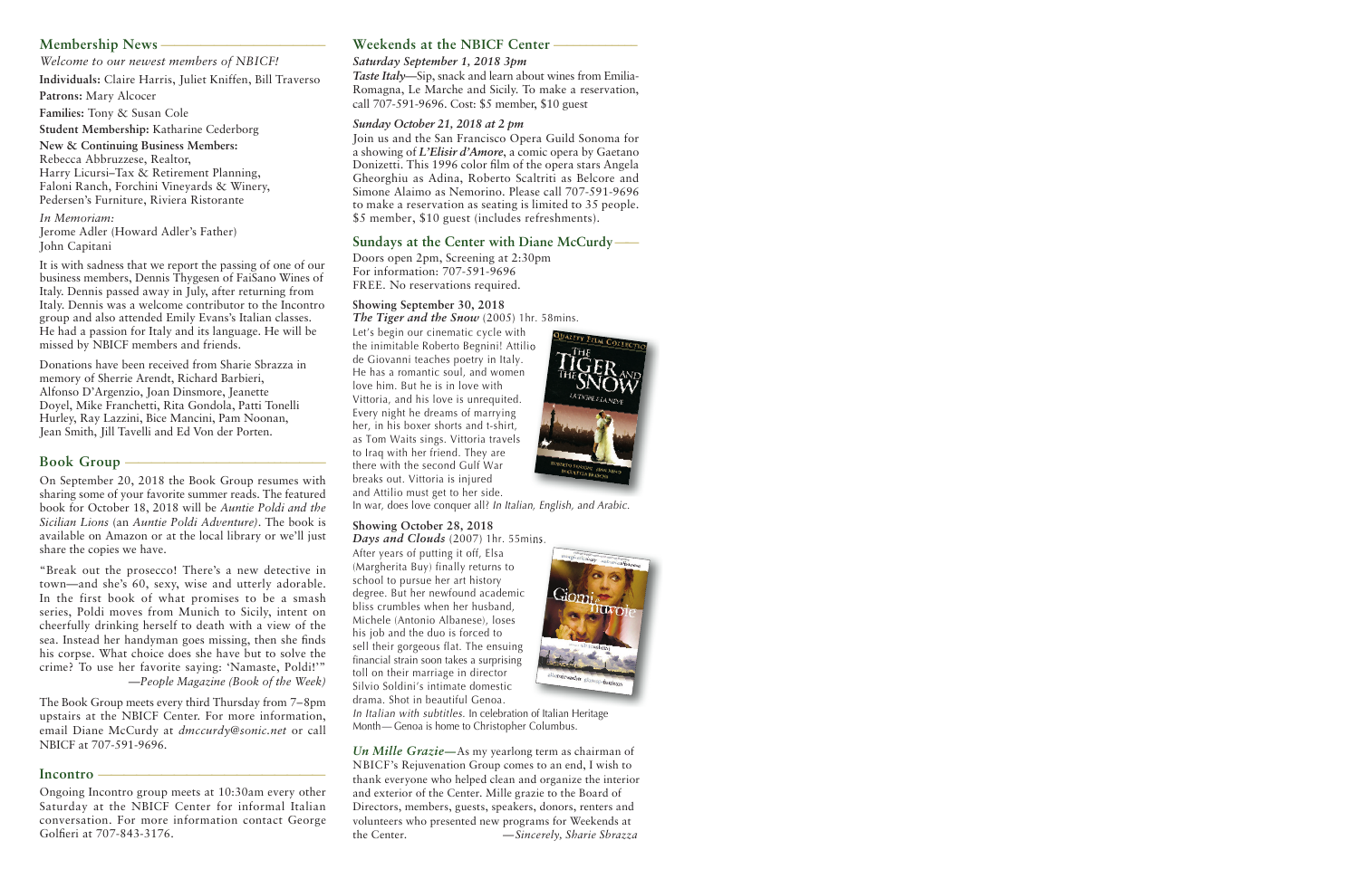## Membership News

*Welcome to our newest members of NBICF!*

**Individuals:** Claire Harris, Juliet Kniffen, Bill Traverso

**Patrons:** Mary Alcocer

**Families:** Tony & Susan Cole

**Student Membership:** Katharine Cederborg

**New & Continuing Business Members:**
Rebecca Abbruzzese, Realtor,
Harry Licursi–Tax & Retirement Planning,
Faloni Ranch, Forchini Vineyards & Winery,
Pedersen's Furniture, Riviera Ristorante

*In Memoriam:*
Jerome Adler (Howard Adler's Father)
John Capitani

It is with sadness that we report the passing of one of our business members, Dennis Thygesen of FaiSano Wines of Italy. Dennis passed away in July, after returning from Italy. Dennis was a welcome contributor to the Incontro group and also attended Emily Evans's Italian classes. He had a passion for Italy and its language. He will be missed by NBICF members and friends.

Donations have been received from Sharie Sbrazza in memory of Sherrie Arendt, Richard Barbieri, Alfonso D'Argenzio, Joan Dinsmore, Jeanette Doyel, Mike Franchetti, Rita Gondola, Patti Tonelli Hurley, Ray Lazzini, Bice Mancini, Pam Noonan, Jean Smith, Jill Tavelli and Ed Von der Porten.

## Book Group

On September 20, 2018 the Book Group resumes with sharing some of your favorite summer reads. The featured book for October 18, 2018 will be *Auntie Poldi and the Sicilian Lions* (an *Auntie Poldi Adventure)*. The book is available on Amazon or at the local library or we'll just share the copies we have.

"Break out the prosecco! There's a new detective in town—and she's 60, sexy, wise and utterly adorable. In the first book of what promises to be a smash series, Poldi moves from Munich to Sicily, intent on cheerfully drinking herself to death with a view of the sea. Instead her handyman goes missing, then she finds his corpse. What choice does she have but to solve the crime? To use her favorite saying: 'Namaste, Poldi!'"
—*People Magazine (Book of the Week)*

The Book Group meets every third Thursday from 7–8pm upstairs at the NBICF Center. For more information, email Diane McCurdy at *dmccurdy@sonic.net* or call NBICF at 707-591-9696.

## Incontro

Ongoing Incontro group meets at 10:30am every other Saturday at the NBICF Center for informal Italian conversation. For more information contact George Golfieri at 707-843-3176.

## Weekends at the NBICF Center

***Saturday September 1, 2018 3pm***

***Taste Italy***—Sip, snack and learn about wines from Emilia-Romagna, Le Marche and Sicily. To make a reservation, call 707-591-9696. Cost: $5 member, $10 guest

***Sunday October 21, 2018 at 2 pm***

Join us and the San Francisco Opera Guild Sonoma for a showing of ***L'Elisir d'Amore***, a comic opera by Gaetano Donizetti. This 1996 color film of the opera stars Angela Gheorghiu as Adina, Roberto Scaltriti as Belcore and Simone Alaimo as Nemorino. Please call 707-591-9696 to make a reservation as seating is limited to 35 people. $5 member, $10 guest (includes refreshments).

## Sundays at the Center with Diane McCurdy

Doors open 2pm, Screening at 2:30pm
For information: 707-591-9696
FREE. No reservations required.

**Showing September 30, 2018**
***The Tiger and the Snow*** (2005) 1hr. 58mins.

Let's begin our cinematic cycle with the inimitable Roberto Begnini! Attilio de Giovanni teaches poetry in Italy. He has a romantic soul, and women love him. But he is in love with Vittoria, and his love is unrequited. Every night he dreams of marrying her, in his boxer shorts and t-shirt, as Tom Waits sings. Vittoria travels to Iraq with her friend. They are there with the second Gulf War breaks out. Vittoria is injured and Attilio must get to her side. In war, does love conquer all? *In Italian, English, and Arabic.*

**Showing October 28, 2018**
***Days and Clouds*** (2007) 1hr. 55mins.

After years of putting it off, Elsa (Margherita Buy) finally returns to school to pursue her art history degree. But her newfound academic bliss crumbles when her husband, Michele (Antonio Albanese), loses his job and the duo is forced to sell their gorgeous flat. The ensuing financial strain soon takes a surprising toll on their marriage in director Silvio Soldini's intimate domestic drama. Shot in beautiful Genoa. *In Italian with subtitles.* In celebration of Italian Heritage Month—Genoa is home to Christopher Columbus.

***Un Mille Grazie***—As my yearlong term as chairman of NBICF's Rejuvenation Group comes to an end, I wish to thank everyone who helped clean and organize the interior and exterior of the Center. Mille grazie to the Board of Directors, members, guests, speakers, donors, renters and volunteers who presented new programs for Weekends at the Center. —*Sincerely, Sharie Sbrazza*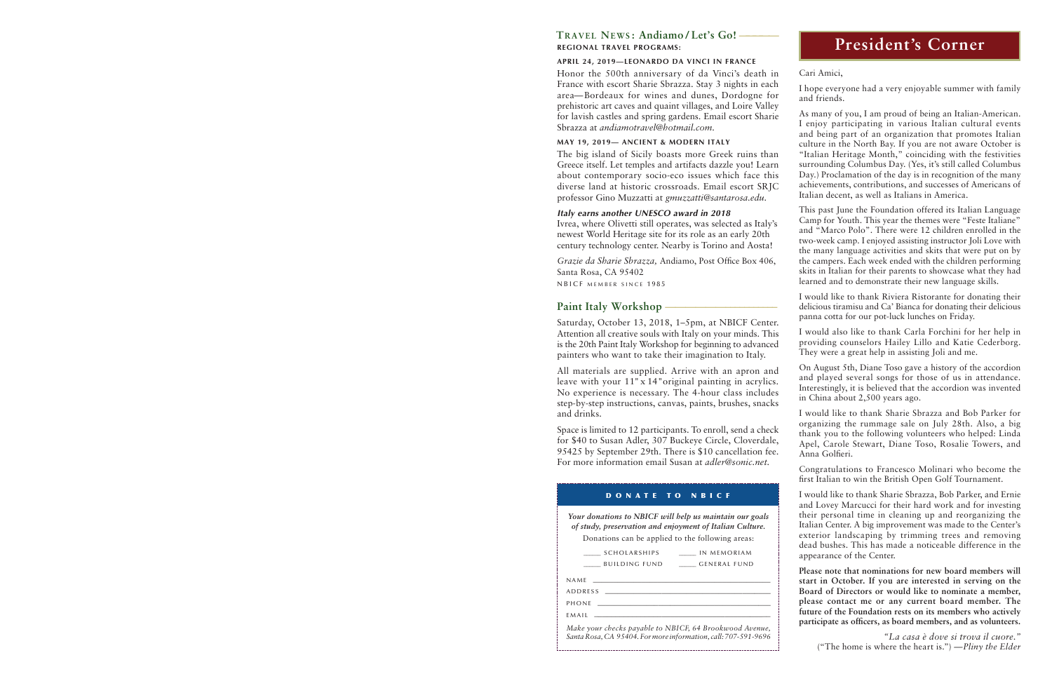## Travel News: Andiamo/Let's Go!

**REGIONAL TRAVEL PROGRAMS:**

**APRIL 24, 2019—LEONARDO DA VINCI IN FRANCE**

Honor the 500th anniversary of da Vinci's death in France with escort Sharie Sbrazza. Stay 3 nights in each area—Bordeaux for wines and dunes, Dordogne for prehistoric art caves and quaint villages, and Loire Valley for lavish castles and spring gardens. Email escort Sharie Sbrazza at *andiamotravel@hotmail.com*.

**MAY 19, 2019— ANCIENT & MODERN ITALY**

The big island of Sicily boasts more Greek ruins than Greece itself. Let temples and artifacts dazzle you! Learn about contemporary socio-eco issues which face this diverse land at historic crossroads. Email escort SRJC professor Gino Muzzatti at *gmuzzatti@santarosa.edu*.

***Italy earns another UNESCO award in 2018***

Ivrea, where Olivetti still operates, was selected as Italy's newest World Heritage site for its role as an early 20th century technology center. Nearby is Torino and Aosta!

*Grazie da Sharie Sbrazza,* Andiamo, Post Office Box 406, Santa Rosa, CA 95402

NBICF MEMBER SINCE 1985

## Paint Italy Workshop

Saturday, October 13, 2018, 1–5pm, at NBICF Center. Attention all creative souls with Italy on your minds. This is the 20th Paint Italy Workshop for beginning to advanced painters who want to take their imagination to Italy.

All materials are supplied. Arrive with an apron and leave with your 11" x 14" original painting in acrylics. No experience is necessary. The 4-hour class includes step-by-step instructions, canvas, paints, brushes, snacks and drinks.

Space is limited to 12 participants. To enroll, send a check for $40 to Susan Adler, 307 Buckeye Circle, Cloverdale, 95425 by September 29th. There is $10 cancellation fee. For more information email Susan at *adler@sonic.net*.

## DONATE TO NBICF

***Your donations to NBICF will help us maintain our goals of study, preservation and enjoyment of Italian Culture.***

Donations can be applied to the following areas:

____ SCHOLARSHIPS ____ IN MEMORIAM

____ BUILDING FUND ____ GENERAL FUND

NAME ________________________________

ADDRESS ________________________________

PHONE ________________________________

EMAIL ________________________________

*Make your checks payable to NBICF, 64 Brookwood Avenue, Santa Rosa, CA 95404. For more information, call: 707-591-9696*

# President's Corner

Cari Amici,

I hope everyone had a very enjoyable summer with family and friends.

As many of you, I am proud of being an Italian-American. I enjoy participating in various Italian cultural events and being part of an organization that promotes Italian culture in the North Bay. If you are not aware October is "Italian Heritage Month," coinciding with the festivities surrounding Columbus Day. (Yes, it's still called Columbus Day.) Proclamation of the day is in recognition of the many achievements, contributions, and successes of Americans of Italian decent, as well as Italians in America.

This past June the Foundation offered its Italian Language Camp for Youth. This year the themes were "Feste Italiane" and "Marco Polo". There were 12 children enrolled in the two-week camp. I enjoyed assisting instructor Joli Love with the many language activities and skits that were put on by the campers. Each week ended with the children performing skits in Italian for their parents to showcase what they had learned and to demonstrate their new language skills.

I would like to thank Riviera Ristorante for donating their delicious tiramisu and Ca' Bianca for donating their delicious panna cotta for our pot-luck lunches on Friday.

I would also like to thank Carla Forchini for her help in providing counselors Hailey Lillo and Katie Cederborg. They were a great help in assisting Joli and me.

On August 5th, Diane Toso gave a history of the accordion and played several songs for those of us in attendance. Interestingly, it is believed that the accordion was invented in China about 2,500 years ago.

I would like to thank Sharie Sbrazza and Bob Parker for organizing the rummage sale on July 28th. Also, a big thank you to the following volunteers who helped: Linda Apel, Carole Stewart, Diane Toso, Rosalie Towers, and Anna Golfieri.

Congratulations to Francesco Molinari who become the first Italian to win the British Open Golf Tournament.

I would like to thank Sharie Sbrazza, Bob Parker, and Ernie and Lovey Marcucci for their hard work and for investing their personal time in cleaning up and reorganizing the Italian Center. A big improvement was made to the Center's exterior landscaping by trimming trees and removing dead bushes. This has made a noticeable difference in the appearance of the Center.

**Please note that nominations for new board members will start in October. If you are interested in serving on the Board of Directors or would like to nominate a member, please contact me or any current board member. The future of the Foundation rests on its members who actively participate as officers, as board members, and as volunteers.**

*"La casa è dove si trova il cuore."*
("The home is where the heart is.") *—Pliny the Elder*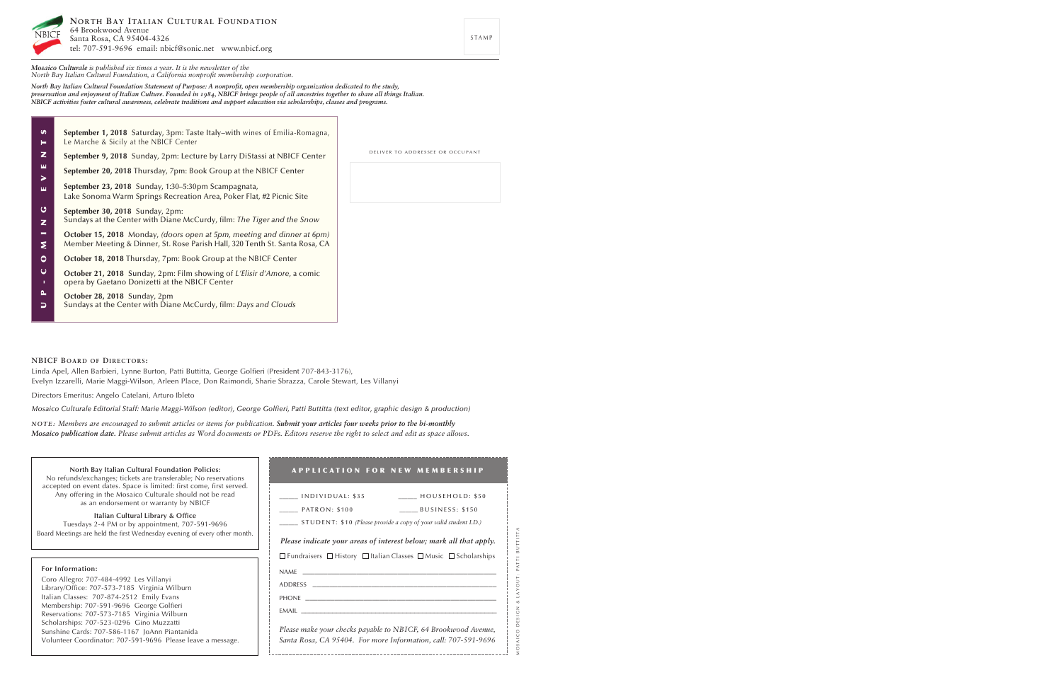# North Bay Italian Cultural Foundation

64 Brookwood Avenue
Santa Rosa, CA 95404-4326
tel: 707-591-9696 email: nbicf@sonic.net www.nbicf.org

STAMP

*Mosaico Culturale is published six times a year. It is the newsletter of the North Bay Italian Cultural Foundation, a California nonprofit membership corporation.*

*North Bay Italian Cultural Foundation Statement of Purpose: A nonprofit, open membership organization dedicated to the study, preservation and enjoyment of Italian Culture. Founded in 1984, NBICF brings people of all ancestries together to share all things Italian. NBICF activities foster cultural awareness, celebrate traditions and support education via scholarships, classes and programs.*

## UP-COMING EVENTS

**September 1, 2018** Saturday, 3pm: Taste Italy–with wines of Emilia-Romagna, Le Marche & Sicily at the NBICF Center

**September 9, 2018** Sunday, 2pm: Lecture by Larry DiStassi at NBICF Center

**September 20, 2018** Thursday, 7pm: Book Group at the NBICF Center

**September 23, 2018** Sunday, 1:30–5:30pm Scampagnata, Lake Sonoma Warm Springs Recreation Area, Poker Flat, #2 Picnic Site

**September 30, 2018** Sunday, 2pm: Sundays at the Center with Diane McCurdy, film: *The Tiger and the Snow*

**October 15, 2018** Monday, *(doors open at 5pm, meeting and dinner at 6pm)* Member Meeting & Dinner, St. Rose Parish Hall, 320 Tenth St. Santa Rosa, CA

**October 18, 2018** Thursday, 7pm: Book Group at the NBICF Center

**October 21, 2018** Sunday, 2pm: Film showing of *L'Elisir d'Amore,* a comic opera by Gaetano Donizetti at the NBICF Center

**October 28, 2018** Sunday, 2pm Sundays at the Center with Diane McCurdy, film: *Days and Clouds*

DELIVER TO ADDRESSEE OR OCCUPANT

## NBICF Board of Directors:

Linda Apel, Allen Barbieri, Lynne Burton, Patti Buttitta, George Golfieri (President 707-843-3176), Evelyn Izzarelli, Marie Maggi-Wilson, Arleen Place, Don Raimondi, Sharie Sbrazza, Carole Stewart, Les Villanyi

Directors Emeritus: Angelo Catelani, Arturo Ibleto

*Mosaico Culturale Editorial Staff: Marie Maggi-Wilson (editor), George Golfieri, Patti Buttitta (text editor, graphic design & production)*

*NOTE: Members are encouraged to submit articles or items for publication.* ***Submit your articles four weeks prior to the bi-monthly Mosaico publication date.*** *Please submit articles as Word documents or PDFs. Editors reserve the right to select and edit as space allows.*

**North Bay Italian Cultural Foundation Policies:**
No refunds/exchanges; tickets are transferable; No reservations accepted on event dates. Space is limited: first come, first served. Any offering in the Mosaico Culturale should not be read as an endorsement or warranty by NBICF

**Italian Cultural Library & Office**
Tuesdays 2-4 PM or by appointment, 707-591-9696
Board Meetings are held the first Wednesday evening of every other month.

**For Information:**

Coro Allegro: 707-484-4992 Les Villanyi
Library/Office: 707-573-7185 Virginia Wilburn
Italian Classes: 707-874-2512 Emily Evans
Membership: 707-591-9696 George Golfieri
Reservations: 707-573-7185 Virginia Wilburn
Scholarships: 707-523-0296 Gino Muzzatti
Sunshine Cards: 707-586-1167 JoAnn Piantanida
Volunteer Coordinator: 707-591-9696 Please leave a message.

## APPLICATION FOR NEW MEMBERSHIP

_____ INDIVIDUAL: $35 _____ HOUSEHOLD: $50

_____ PATRON: $100 _____ BUSINESS: $150

_____ STUDENT: $10 *(Please provide a copy of your valid student I.D.)*

*Please indicate your areas of interest below; mark all that apply.*

☐ Fundraisers ☐ History ☐ Italian Classes ☐ Music ☐ Scholarships

NAME ____________________________________________

ADDRESS ____________________________________________

PHONE ____________________________________________

EMAIL ____________________________________________

*Please make your checks payable to NBICF, 64 Brookwood Avenue, Santa Rosa, CA 95404. For more Information, call: 707-591-9696*

MOSAICO DESIGN & LAYOUT PATTI BUTTITTA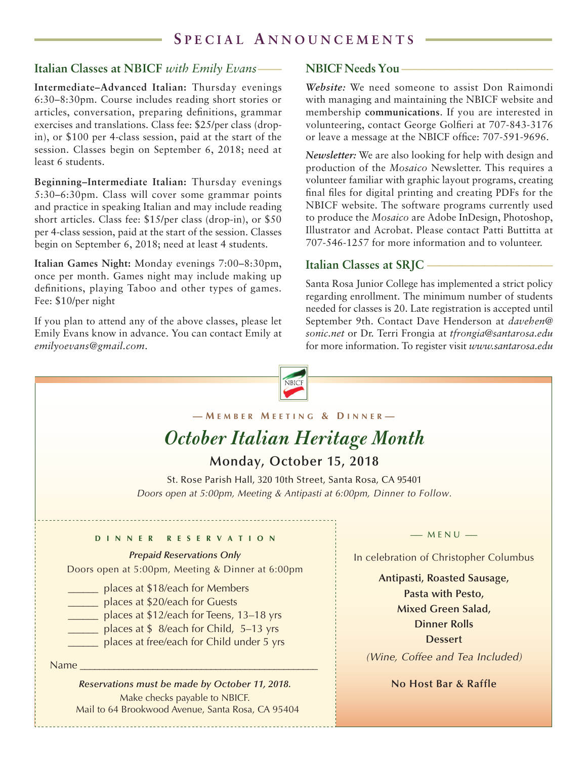# Special Announcements

## Italian Classes at NBICF *with Emily Evans*

**Intermediate–Advanced Italian:** Thursday evenings 6:30–8:30pm. Course includes reading short stories or articles, conversation, preparing definitions, grammar exercises and translations. Class fee: $25/per class (drop-in), or $100 per 4-class session, paid at the start of the session. Classes begin on September 6, 2018; need at least 6 students.

**Beginning–Intermediate Italian:** Thursday evenings 5:30–6:30pm. Class will cover some grammar points and practice in speaking Italian and may include reading short articles. Class fee: $15/per class (drop-in), or $50 per 4-class session, paid at the start of the session. Classes begin on September 6, 2018; need at least 4 students.

**Italian Games Night:** Monday evenings 7:00–8:30pm, once per month. Games night may include making up definitions, playing Taboo and other types of games. Fee: $10/per night

If you plan to attend any of the above classes, please let Emily Evans know in advance. You can contact Emily at *emilyoevans@gmail.com*.

## NBICF Needs You

***Website:*** We need someone to assist Don Raimondi with managing and maintaining the NBICF website and membership **communications**. If you are interested in volunteering, contact George Golfieri at 707-843-3176 or leave a message at the NBICF office: 707-591-9696.

***Newsletter:*** We are also looking for help with design and production of the *Mosaico* Newsletter. This requires a volunteer familiar with graphic layout programs, creating final files for digital printing and creating PDFs for the NBICF website. The software programs currently used to produce the *Mosaico* are Adobe InDesign, Photoshop, Illustrator and Acrobat. Please contact Patti Buttitta at 707-546-1257 for more information and to volunteer.

## Italian Classes at SRJC

Santa Rosa Junior College has implemented a strict policy regarding enrollment. The minimum number of students needed for classes is 20. Late registration is accepted until September 9th. Contact Dave Henderson at *daveben@sonic.net* or Dr. Terri Frongia at *tfrongia@santarosa.edu* for more information. To register visit *www.santarosa.edu*

NBICF

— Member Meeting & Dinner —

# *October Italian Heritage Month*

**Monday, October 15, 2018**

St. Rose Parish Hall, 320 10th Street, Santa Rosa, CA 95401

*Doors open at 5:00pm, Meeting & Antipasti at 6:00pm, Dinner to Follow.*

### Dinner Reservation

***Prepaid Reservations Only***

Doors open at 5:00pm, Meeting & Dinner at 6:00pm

_____ places at $18/each for Members
_____ places at $20/each for Guests
_____ places at $12/each for Teens, 13–18 yrs
_____ places at $ 8/each for Child, 5–13 yrs
_____ places at free/each for Child under 5 yrs

Name ___________________________________________

***Reservations must be made by October 11, 2018.***

Make checks payable to NBICF.

Mail to 64 Brookwood Avenue, Santa Rosa, CA 95404

### — Menu —

In celebration of Christopher Columbus

**Antipasti, Roasted Sausage,**
**Pasta with Pesto,**
**Mixed Green Salad,**
**Dinner Rolls**
**Dessert**

*(Wine, Coffee and Tea Included)*

**No Host Bar & Raffle**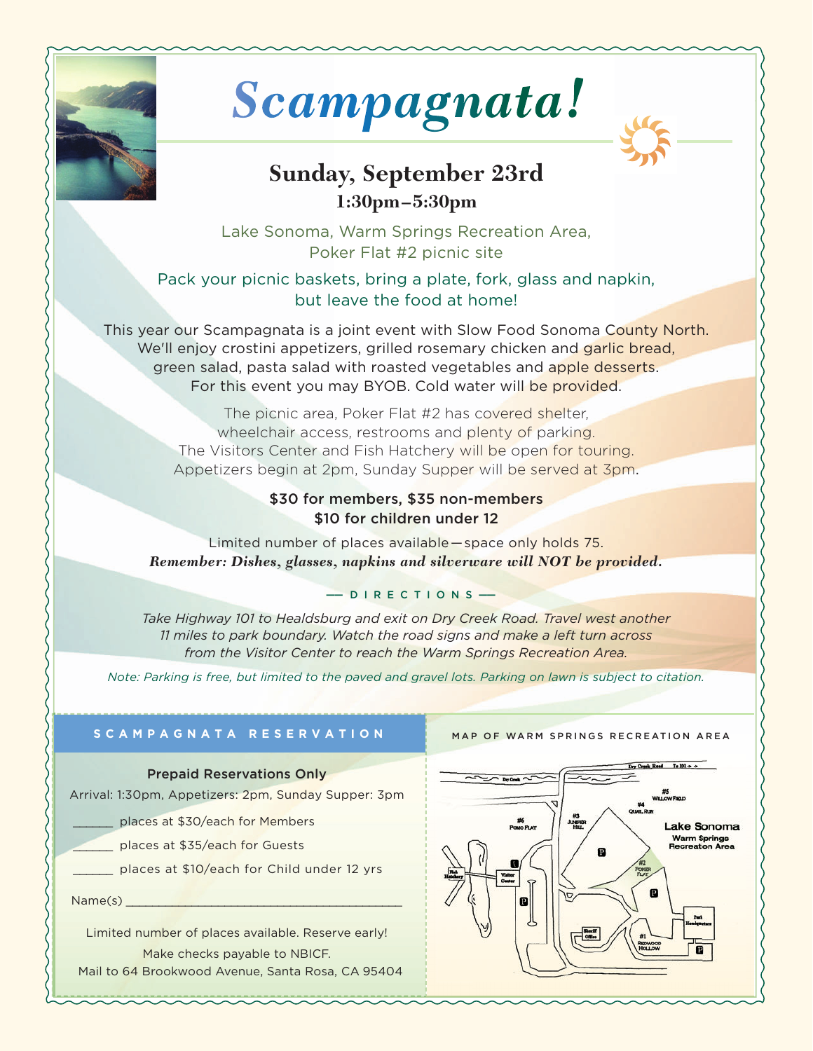# Scampagnata!

## Sunday, September 23rd

### 1:30pm–5:30pm

Lake Sonoma, Warm Springs Recreation Area,
Poker Flat #2 picnic site

Pack your picnic baskets, bring a plate, fork, glass and napkin,
but leave the food at home!

This year our Scampagnata is a joint event with Slow Food Sonoma County North. We'll enjoy crostini appetizers, grilled rosemary chicken and garlic bread, green salad, pasta salad with roasted vegetables and apple desserts. For this event you may BYOB. Cold water will be provided.

The picnic area, Poker Flat #2 has covered shelter, wheelchair access, restrooms and plenty of parking. The Visitors Center and Fish Hatchery will be open for touring. Appetizers begin at 2pm, Sunday Supper will be served at 3pm.

**$30 for members, $35 non-members**
**$10 for children under 12**

Limited number of places available—space only holds 75.
***Remember: Dishes, glasses, napkins and silverware will NOT be provided.***

— DIRECTIONS —

*Take Highway 101 to Healdsburg and exit on Dry Creek Road. Travel west another 11 miles to park boundary. Watch the road signs and make a left turn across from the Visitor Center to reach the Warm Springs Recreation Area.*

*Note: Parking is free, but limited to the paved and gravel lots. Parking on lawn is subject to citation.*

## SCAMPAGNATA RESERVATION

**Prepaid Reservations Only**

Arrival: 1:30pm, Appetizers: 2pm, Sunday Supper: 3pm

______ places at $30/each for Members

______ places at $35/each for Guests

______ places at $10/each for Child under 12 yrs

Name(s) ________________________________________

Limited number of places available. Reserve early!

Make checks payable to NBICF.

Mail to 64 Brookwood Avenue, Santa Rosa, CA 95404

## MAP OF WARM SPRINGS RECREATION AREA

Dry Creek Road
To 101
Dry Creek
#5 Willow Field
#4 Quail Run
#3 Juniper Hill
#6 Pomo Flat
Lake Sonoma
Warm Springs Recreation Area
#2 Poker Flat
Fish Hatchery
Visitor Center
Sheriff Office
Park Headquarters
#1 Redwood Hollow